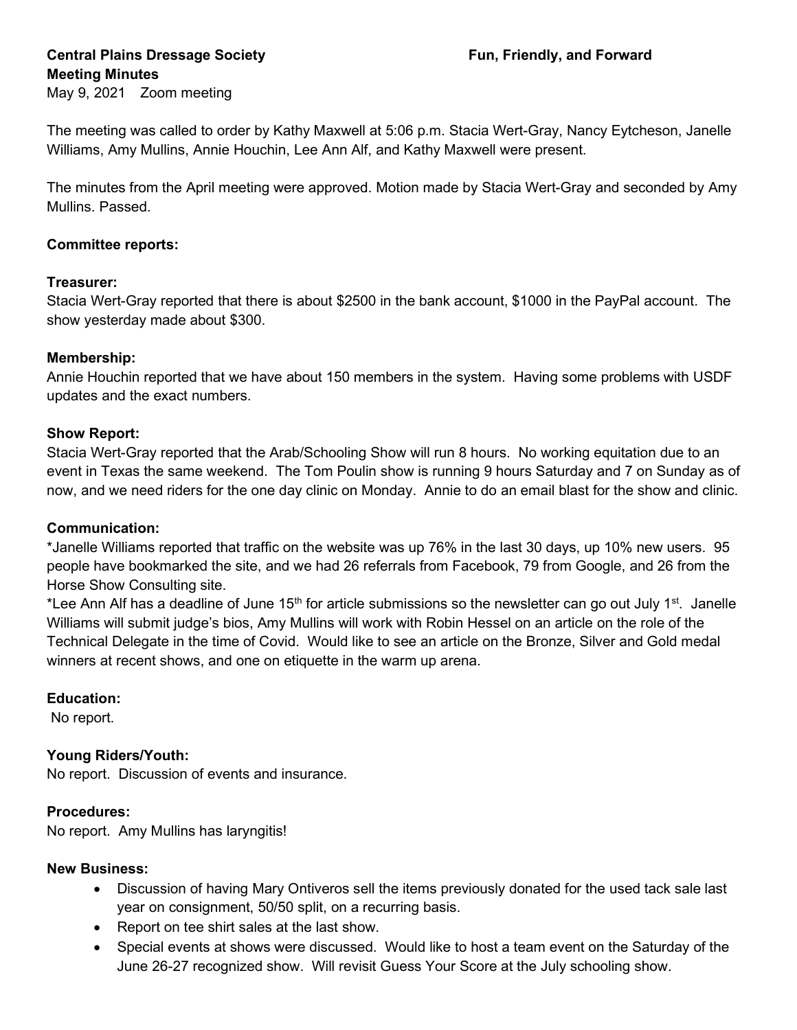**Central Plains Dressage Society** **Fun, Friendly, and Forward**

**Meeting Minutes**

May 9, 2021 Zoom meeting

The meeting was called to order by Kathy Maxwell at 5:06 p.m. Stacia Wert-Gray, Nancy Eytcheson, Janelle Williams, Amy Mullins, Annie Houchin, Lee Ann Alf, and Kathy Maxwell were present.

The minutes from the April meeting were approved. Motion made by Stacia Wert-Gray and seconded by Amy Mullins. Passed.

**Committee reports:**

**Treasurer:**

Stacia Wert-Gray reported that there is about $2500 in the bank account, $1000 in the PayPal account. The show yesterday made about $300.

**Membership:**

Annie Houchin reported that we have about 150 members in the system. Having some problems with USDF updates and the exact numbers.

**Show Report:**

Stacia Wert-Gray reported that the Arab/Schooling Show will run 8 hours. No working equitation due to an event in Texas the same weekend. The Tom Poulin show is running 9 hours Saturday and 7 on Sunday as of now, and we need riders for the one day clinic on Monday. Annie to do an email blast for the show and clinic.

**Communication:**

*Janelle Williams reported that traffic on the website was up 76% in the last 30 days, up 10% new users. 95 people have bookmarked the site, and we had 26 referrals from Facebook, 79 from Google, and 26 from the Horse Show Consulting site.

*Lee Ann Alf has a deadline of June 15th for article submissions so the newsletter can go out July 1st. Janelle Williams will submit judge's bios, Amy Mullins will work with Robin Hessel on an article on the role of the Technical Delegate in the time of Covid. Would like to see an article on the Bronze, Silver and Gold medal winners at recent shows, and one on etiquette in the warm up arena.

**Education:**

No report.

**Young Riders/Youth:**

No report. Discussion of events and insurance.

**Procedures:**

No report. Amy Mullins has laryngitis!

**New Business:**

- Discussion of having Mary Ontiveros sell the items previously donated for the used tack sale last year on consignment, 50/50 split, on a recurring basis.
- Report on tee shirt sales at the last show.
- Special events at shows were discussed. Would like to host a team event on the Saturday of the June 26-27 recognized show. Will revisit Guess Your Score at the July schooling show.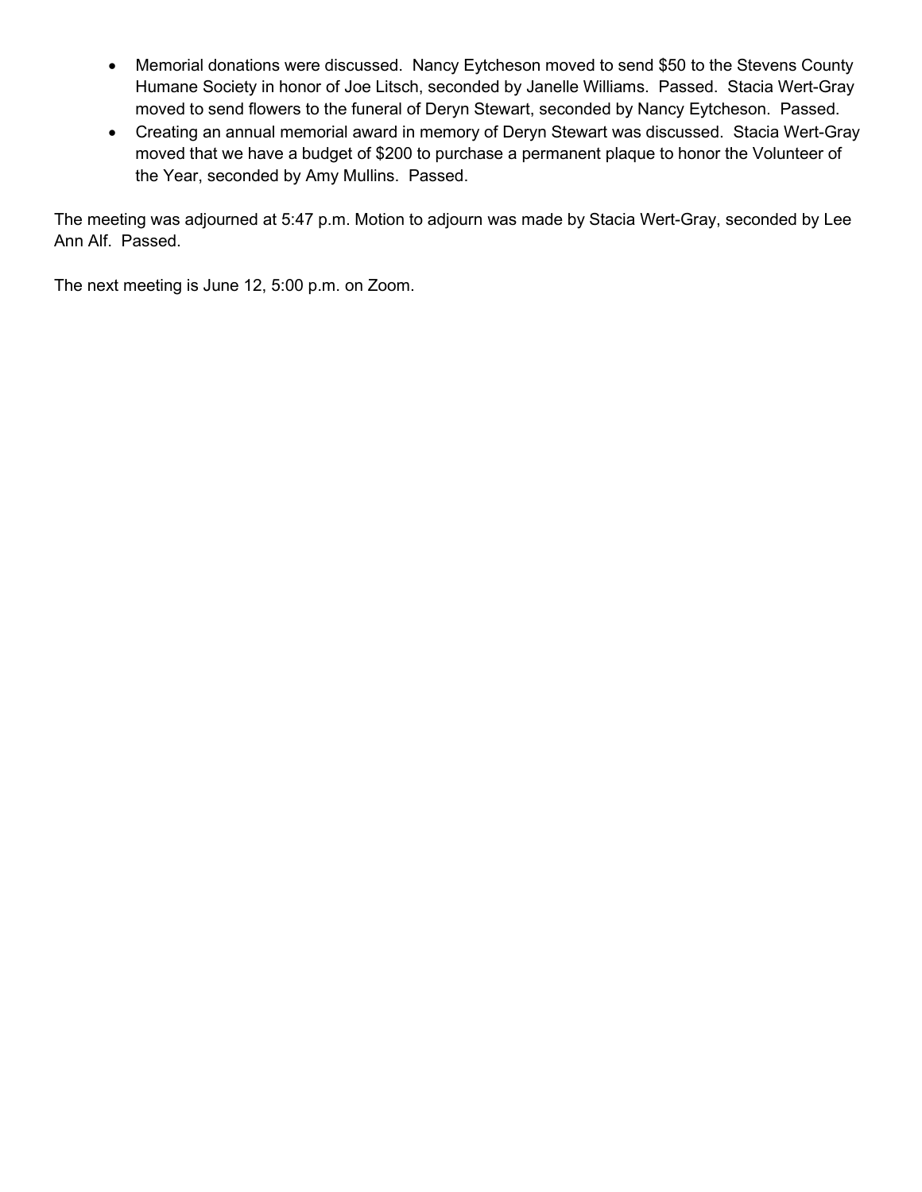- Memorial donations were discussed. Nancy Eytcheson moved to send $50 to the Stevens County Humane Society in honor of Joe Litsch, seconded by Janelle Williams. Passed. Stacia Wert-Gray moved to send flowers to the funeral of Deryn Stewart, seconded by Nancy Eytcheson. Passed.
- Creating an annual memorial award in memory of Deryn Stewart was discussed. Stacia Wert-Gray moved that we have a budget of $200 to purchase a permanent plaque to honor the Volunteer of the Year, seconded by Amy Mullins. Passed.

The meeting was adjourned at 5:47 p.m. Motion to adjourn was made by Stacia Wert-Gray, seconded by Lee Ann Alf. Passed.

The next meeting is June 12, 5:00 p.m. on Zoom.